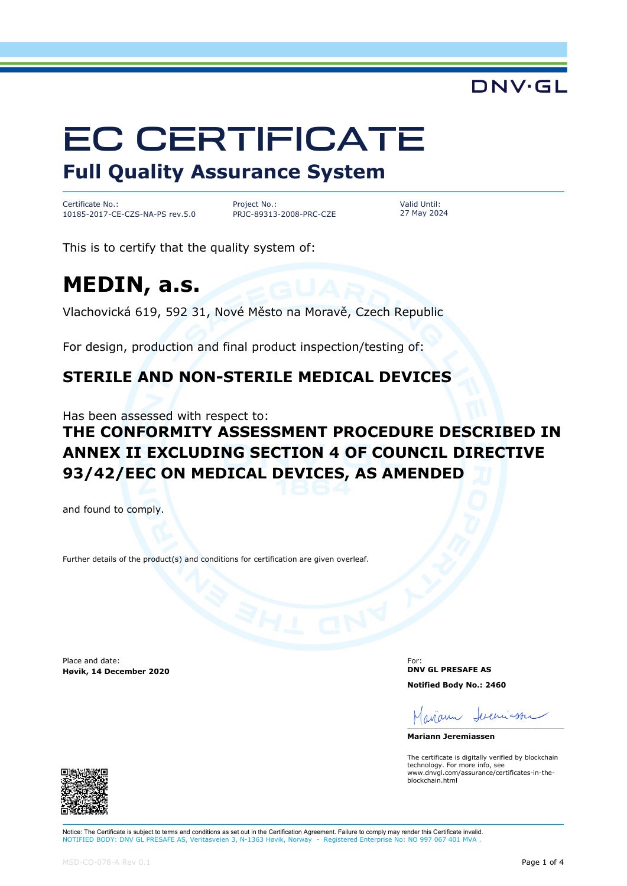DNV·GL

# EC CERTIFICATE

## Full Quality Assurance System

| Certificate No.: | Project No.: | Valid Until: |
|---|---|---|
| 10185-2017-CE-CZS-NA-PS rev.5.0 | PRJC-89313-2008-PRC-CZE | 27 May 2024 |

This is to certify that the quality system of:

# MEDIN, a.s.

Vlachovická 619, 592 31, Nové Město na Moravě, Czech Republic

For design, production and final product inspection/testing of:

### STERILE AND NON-STERILE MEDICAL DEVICES

Has been assessed with respect to:

### THE CONFORMITY ASSESSMENT PROCEDURE DESCRIBED IN ANNEX II EXCLUDING SECTION 4 OF COUNCIL DIRECTIVE 93/42/EEC ON MEDICAL DEVICES, AS AMENDED

and found to comply.

Further details of the product(s) and conditions for certification are given overleaf.

Place and date:
**Høvik, 14 December 2020**

For:
**DNV GL PRESAFE AS**

**Notified Body No.: 2460**

**Mariann Jeremiassen**

The certificate is digitally verified by blockchain technology. For more info, see www.dnvgl.com/assurance/certificates-in-the-blockchain.html

Notice: The Certificate is subject to terms and conditions as set out in the Certification Agreement. Failure to comply may render this Certificate invalid.
NOTIFIED BODY: DNV GL PRESAFE AS, Veritasveien 3, N-1363 Høvik, Norway - Registered Enterprise No: NO 997 067 401 MVA .

MSD-CO-078-A Rev 0.1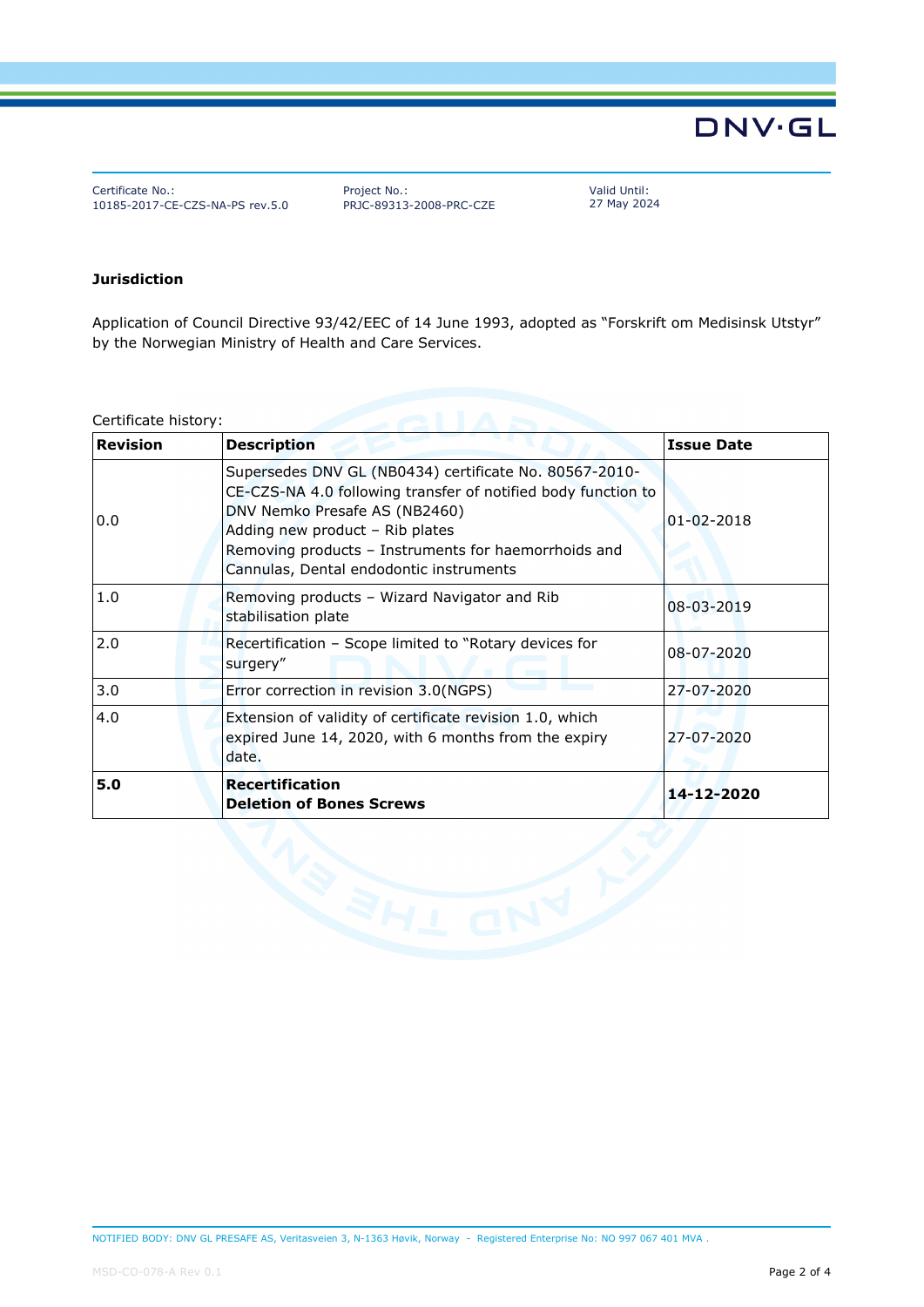| Certificate No.: | Project No.: | Valid Until: |
|---|---|---|
| 10185-2017-CE-CZS-NA-PS rev.5.0 | PRJC-89313-2008-PRC-CZE | 27 May 2024 |

**Jurisdiction**

Application of Council Directive 93/42/EEC of 14 June 1993, adopted as "Forskrift om Medisinsk Utstyr" by the Norwegian Ministry of Health and Care Services.

Certificate history:

| Revision | Description | Issue Date |
|---|---|---|
| 0.0 | Supersedes DNV GL (NB0434) certificate No. 80567-2010-CE-CZS-NA 4.0 following transfer of notified body function to DNV Nemko Presafe AS (NB2460)<br>Adding new product – Rib plates<br>Removing products – Instruments for haemorrhoids and Cannulas, Dental endodontic instruments | 01-02-2018 |
| 1.0 | Removing products – Wizard Navigator and Rib stabilisation plate | 08-03-2019 |
| 2.0 | Recertification – Scope limited to "Rotary devices for surgery" | 08-07-2020 |
| 3.0 | Error correction in revision 3.0(NGPS) | 27-07-2020 |
| 4.0 | Extension of validity of certificate revision 1.0, which expired June 14, 2020, with 6 months from the expiry date. | 27-07-2020 |
| **5.0** | **Recertification**<br>**Deletion of Bones Screws** | **14-12-2020** |

NOTIFIED BODY: DNV GL PRESAFE AS, Veritasveien 3, N-1363 Høvik, Norway - Registered Enterprise No: NO 997 067 401 MVA .

MSD-CO-078-A Rev 0.1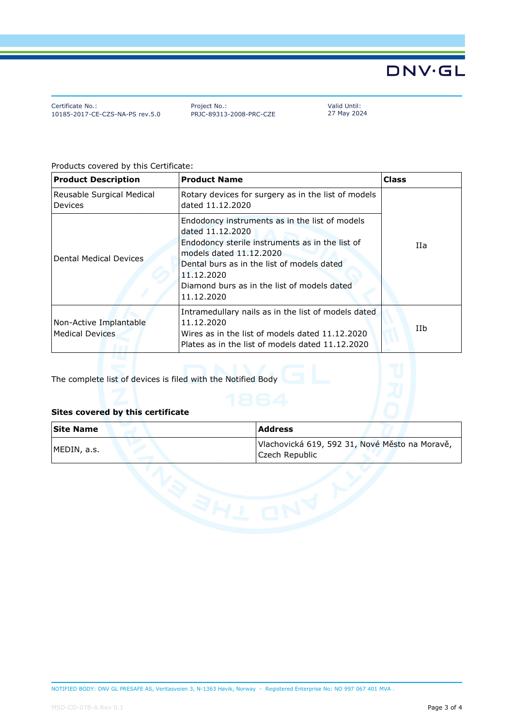| Certificate No.: | Project No.: | Valid Until: |
|---|---|---|
| 10185-2017-CE-CZS-NA-PS rev.5.0 | PRJC-89313-2008-PRC-CZE | 27 May 2024 |

Products covered by this Certificate:

| Product Description | Product Name | Class |
|---|---|---|
| Reusable Surgical Medical Devices | Rotary devices for surgery as in the list of models dated 11.12.2020 | IIa |
| Dental Medical Devices | Endodoncy instruments as in the list of models dated 11.12.2020<br>Endodoncy sterile instruments as in the list of models dated 11.12.2020<br>Dental burs as in the list of models dated 11.12.2020<br>Diamond burs as in the list of models dated 11.12.2020 | IIa |
| Non-Active Implantable Medical Devices | Intramedullary nails as in the list of models dated 11.12.2020<br>Wires as in the list of models dated 11.12.2020<br>Plates as in the list of models dated 11.12.2020 | IIb |

The complete list of devices is filed with the Notified Body

**Sites covered by this certificate**

| Site Name | Address |
|---|---|
| MEDIN, a.s. | Vlachovická 619, 592 31, Nové Město na Moravě, Czech Republic |

NOTIFIED BODY: DNV GL PRESAFE AS, Veritasveien 3, N-1363 Høvik, Norway - Registered Enterprise No: NO 997 067 401 MVA .

MSD-CO-078-A Rev 0.1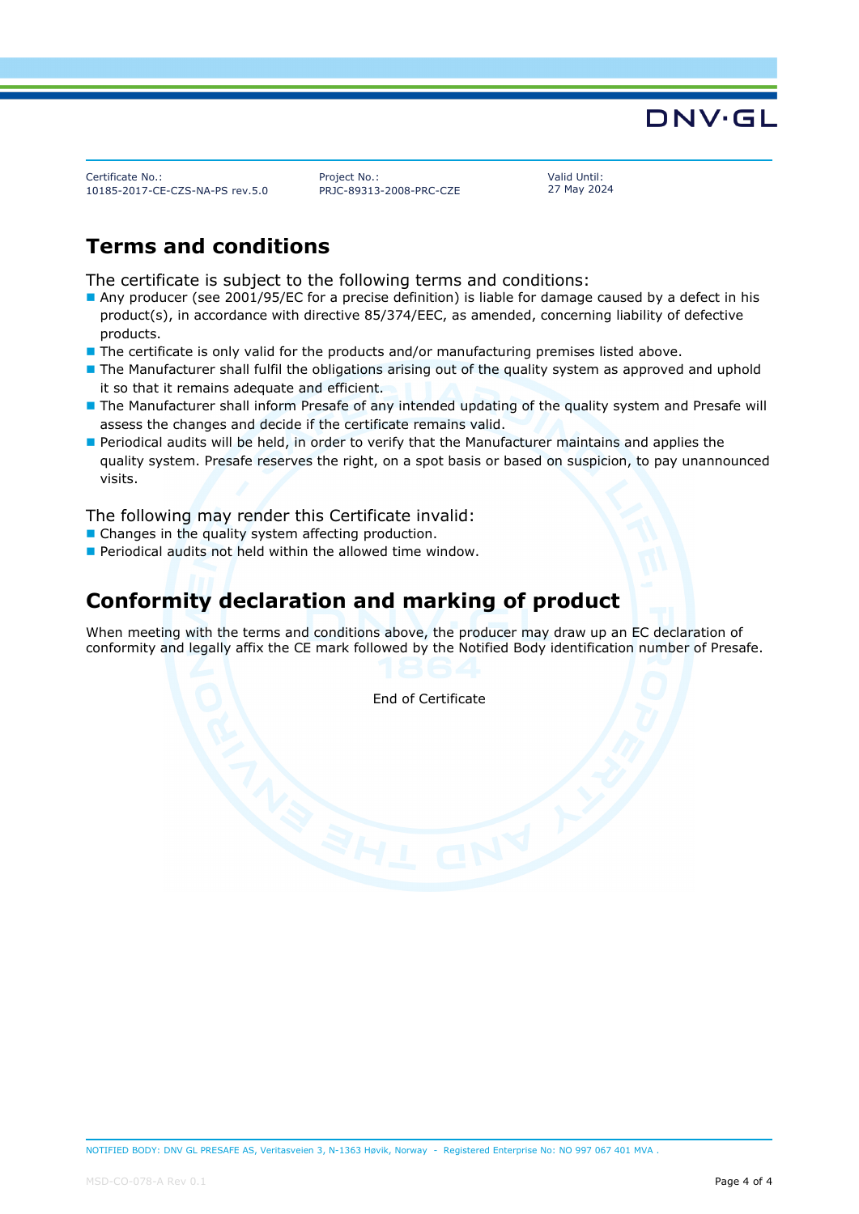| Certificate No.: | Project No.: | Valid Until: |
| --- | --- | --- |
| 10185-2017-CE-CZS-NA-PS rev.5.0 | PRJC-89313-2008-PRC-CZE | 27 May 2024 |

## Terms and conditions

The certificate is subject to the following terms and conditions:

- Any producer (see 2001/95/EC for a precise definition) is liable for damage caused by a defect in his product(s), in accordance with directive 85/374/EEC, as amended, concerning liability of defective products.
- The certificate is only valid for the products and/or manufacturing premises listed above.
- The Manufacturer shall fulfil the obligations arising out of the quality system as approved and uphold it so that it remains adequate and efficient.
- The Manufacturer shall inform Presafe of any intended updating of the quality system and Presafe will assess the changes and decide if the certificate remains valid.
- Periodical audits will be held, in order to verify that the Manufacturer maintains and applies the quality system. Presafe reserves the right, on a spot basis or based on suspicion, to pay unannounced visits.

The following may render this Certificate invalid:

- Changes in the quality system affecting production.
- Periodical audits not held within the allowed time window.

## Conformity declaration and marking of product

When meeting with the terms and conditions above, the producer may draw up an EC declaration of conformity and legally affix the CE mark followed by the Notified Body identification number of Presafe.

End of Certificate

NOTIFIED BODY: DNV GL PRESAFE AS, Veritasveien 3, N-1363 Høvik, Norway - Registered Enterprise No: NO 997 067 401 MVA .

MSD-CO-078-A Rev 0.1